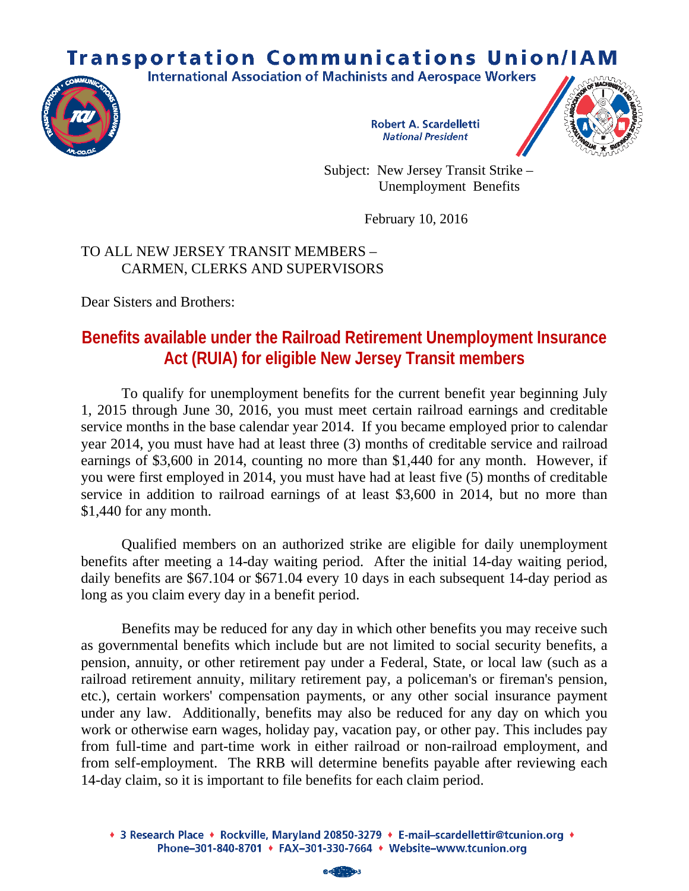# Transportation Communications Union/IAM

International Association of Machinists and Aerospace Workers

**Robert A. Scardelletti**
*National President*

Subject: New Jersey Transit Strike – Unemployment Benefits

February 10, 2016

TO ALL NEW JERSEY TRANSIT MEMBERS –
CARMEN, CLERKS AND SUPERVISORS

Dear Sisters and Brothers:

## Benefits available under the Railroad Retirement Unemployment Insurance Act (RUIA) for eligible New Jersey Transit members

To qualify for unemployment benefits for the current benefit year beginning July 1, 2015 through June 30, 2016, you must meet certain railroad earnings and creditable service months in the base calendar year 2014. If you became employed prior to calendar year 2014, you must have had at least three (3) months of creditable service and railroad earnings of $3,600 in 2014, counting no more than $1,440 for any month. However, if you were first employed in 2014, you must have had at least five (5) months of creditable service in addition to railroad earnings of at least $3,600 in 2014, but no more than $1,440 for any month.

Qualified members on an authorized strike are eligible for daily unemployment benefits after meeting a 14-day waiting period. After the initial 14-day waiting period, daily benefits are $67.104 or $671.04 every 10 days in each subsequent 14-day period as long as you claim every day in a benefit period.

Benefits may be reduced for any day in which other benefits you may receive such as governmental benefits which include but are not limited to social security benefits, a pension, annuity, or other retirement pay under a Federal, State, or local law (such as a railroad retirement annuity, military retirement pay, a policeman's or fireman's pension, etc.), certain workers' compensation payments, or any other social insurance payment under any law. Additionally, benefits may also be reduced for any day on which you work or otherwise earn wages, holiday pay, vacation pay, or other pay. This includes pay from full-time and part-time work in either railroad or non-railroad employment, and from self-employment. The RRB will determine benefits payable after reviewing each 14-day claim, so it is important to file benefits for each claim period.

♦ 3 Research Place ♦ Rockville, Maryland 20850-3279 ♦ E-mail–scardellettir@tcunion.org ♦
Phone–301-840-8701 ♦ FAX–301-330-7664 ♦ Website–www.tcunion.org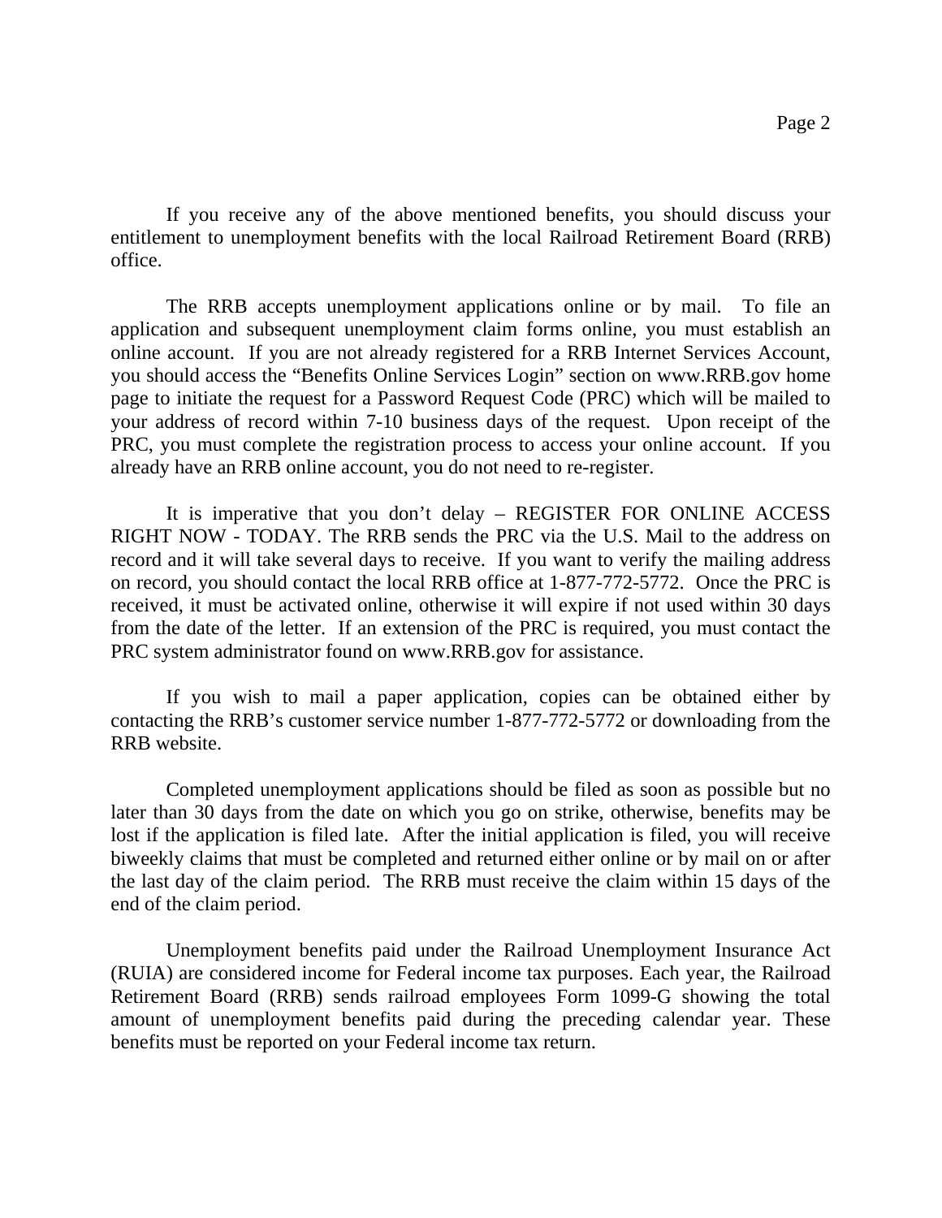If you receive any of the above mentioned benefits, you should discuss your entitlement to unemployment benefits with the local Railroad Retirement Board (RRB) office.

The RRB accepts unemployment applications online or by mail. To file an application and subsequent unemployment claim forms online, you must establish an online account. If you are not already registered for a RRB Internet Services Account, you should access the "Benefits Online Services Login" section on www.RRB.gov home page to initiate the request for a Password Request Code (PRC) which will be mailed to your address of record within 7-10 business days of the request. Upon receipt of the PRC, you must complete the registration process to access your online account. If you already have an RRB online account, you do not need to re-register.

It is imperative that you don't delay – REGISTER FOR ONLINE ACCESS RIGHT NOW - TODAY. The RRB sends the PRC via the U.S. Mail to the address on record and it will take several days to receive. If you want to verify the mailing address on record, you should contact the local RRB office at 1-877-772-5772. Once the PRC is received, it must be activated online, otherwise it will expire if not used within 30 days from the date of the letter. If an extension of the PRC is required, you must contact the PRC system administrator found on www.RRB.gov for assistance.

If you wish to mail a paper application, copies can be obtained either by contacting the RRB's customer service number 1-877-772-5772 or downloading from the RRB website.

Completed unemployment applications should be filed as soon as possible but no later than 30 days from the date on which you go on strike, otherwise, benefits may be lost if the application is filed late. After the initial application is filed, you will receive biweekly claims that must be completed and returned either online or by mail on or after the last day of the claim period. The RRB must receive the claim within 15 days of the end of the claim period.

Unemployment benefits paid under the Railroad Unemployment Insurance Act (RUIA) are considered income for Federal income tax purposes. Each year, the Railroad Retirement Board (RRB) sends railroad employees Form 1099-G showing the total amount of unemployment benefits paid during the preceding calendar year. These benefits must be reported on your Federal income tax return.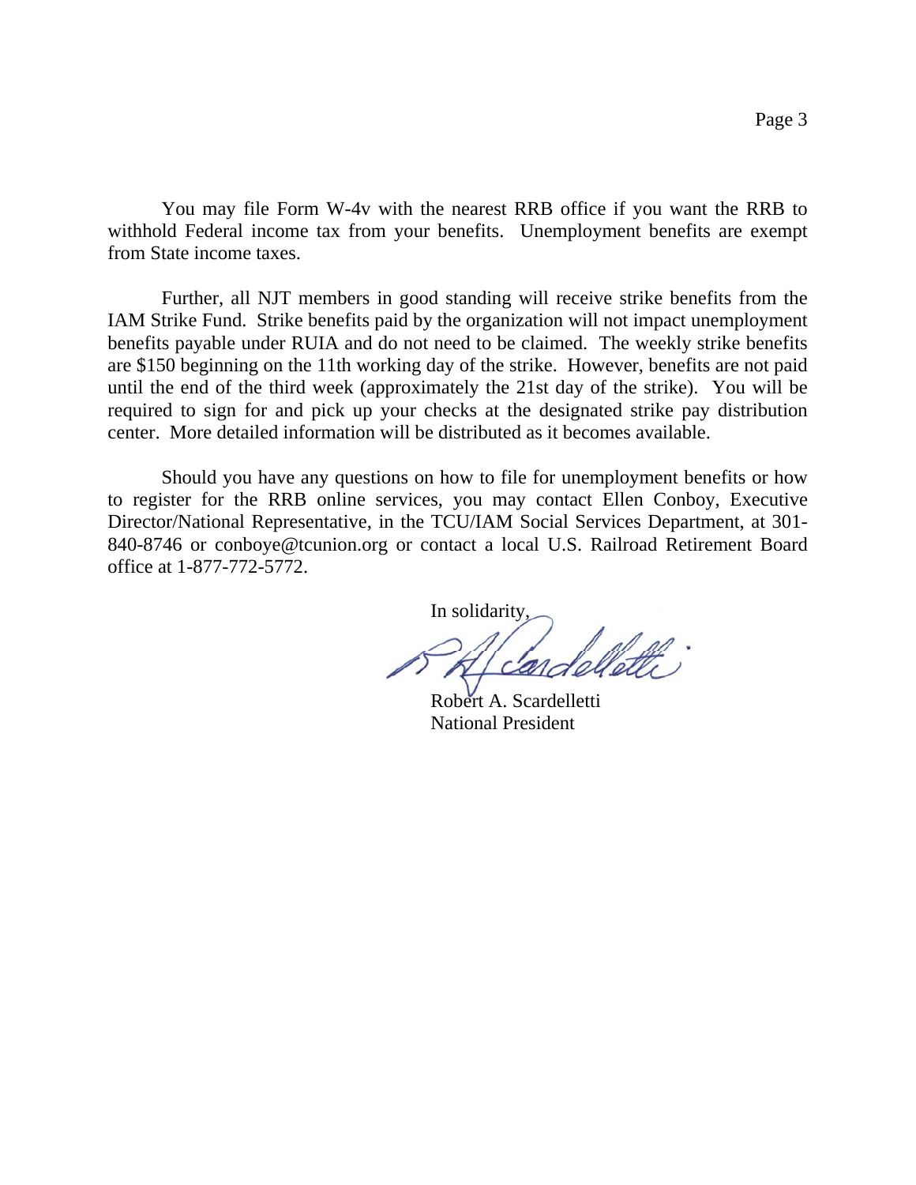You may file Form W-4v with the nearest RRB office if you want the RRB to withhold Federal income tax from your benefits. Unemployment benefits are exempt from State income taxes.

Further, all NJT members in good standing will receive strike benefits from the IAM Strike Fund. Strike benefits paid by the organization will not impact unemployment benefits payable under RUIA and do not need to be claimed. The weekly strike benefits are $150 beginning on the 11th working day of the strike. However, benefits are not paid until the end of the third week (approximately the 21st day of the strike). You will be required to sign for and pick up your checks at the designated strike pay distribution center. More detailed information will be distributed as it becomes available.

Should you have any questions on how to file for unemployment benefits or how to register for the RRB online services, you may contact Ellen Conboy, Executive Director/National Representative, in the TCU/IAM Social Services Department, at 301-840-8746 or conboye@tcunion.org or contact a local U.S. Railroad Retirement Board office at 1-877-772-5772.

In solidarity,

Robert A. Scardelletti
National President